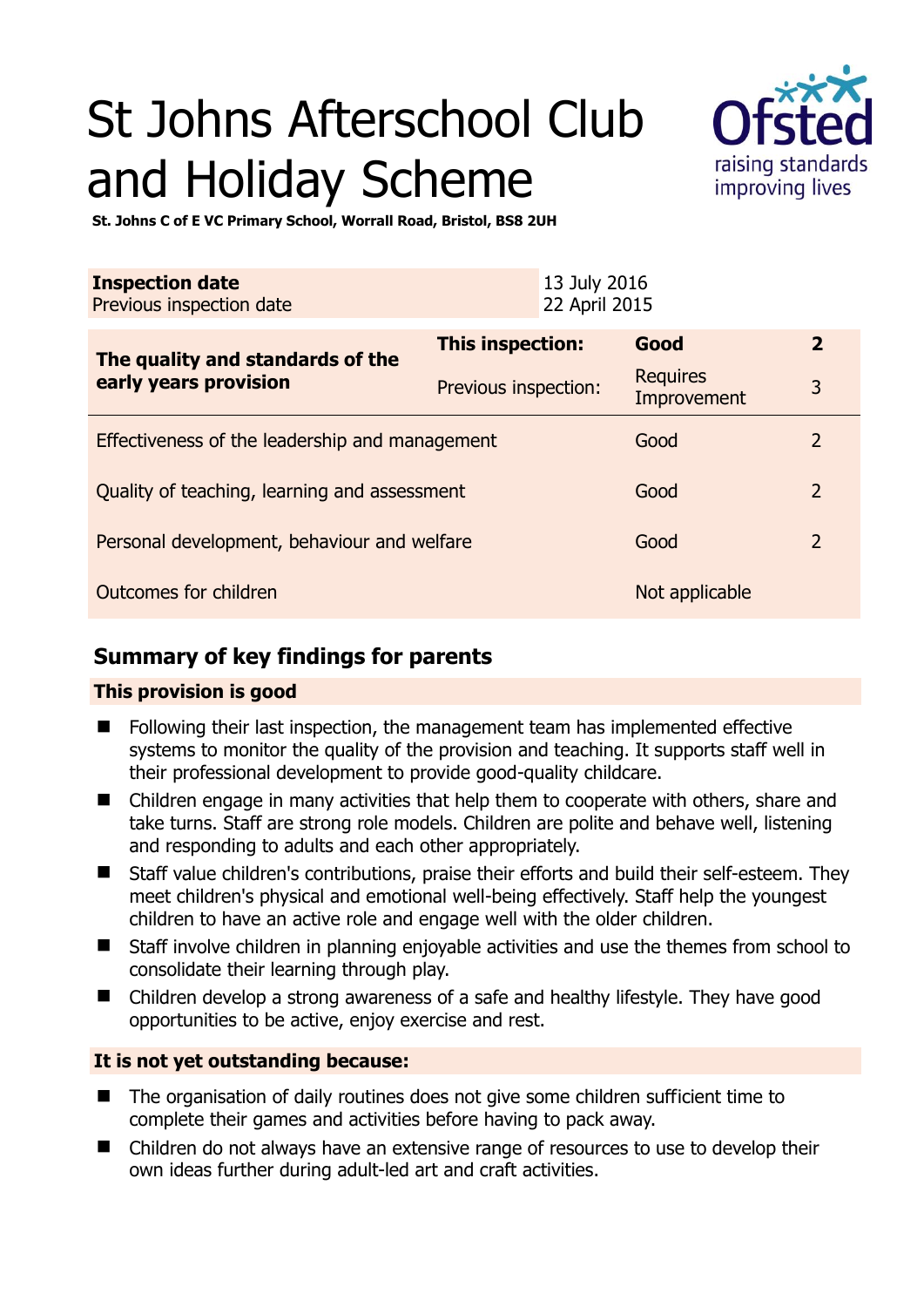# St Johns Afterschool Club and Holiday Scheme

**St. Johns C of E VC Primary School, Worrall Road, Bristol, BS8 2UH**

| | |
|---|---|
| **Inspection date** | 13 July 2016 |
| Previous inspection date | 22 April 2015 |

| | | | |
|---|---|---|---|
| **The quality and standards of the early years provision** | **This inspection:** | **Good** | **2** |
| | Previous inspection: | Requires Improvement | 3 |
| Effectiveness of the leadership and management | | Good | 2 |
| Quality of teaching, learning and assessment | | Good | 2 |
| Personal development, behaviour and welfare | | Good | 2 |
| Outcomes for children | | Not applicable | |

## Summary of key findings for parents

### This provision is good

- Following their last inspection, the management team has implemented effective systems to monitor the quality of the provision and teaching. It supports staff well in their professional development to provide good-quality childcare.
- Children engage in many activities that help them to cooperate with others, share and take turns. Staff are strong role models. Children are polite and behave well, listening and responding to adults and each other appropriately.
- Staff value children's contributions, praise their efforts and build their self-esteem. They meet children's physical and emotional well-being effectively. Staff help the youngest children to have an active role and engage well with the older children.
- Staff involve children in planning enjoyable activities and use the themes from school to consolidate their learning through play.
- Children develop a strong awareness of a safe and healthy lifestyle. They have good opportunities to be active, enjoy exercise and rest.

### It is not yet outstanding because:

- The organisation of daily routines does not give some children sufficient time to complete their games and activities before having to pack away.
- Children do not always have an extensive range of resources to use to develop their own ideas further during adult-led art and craft activities.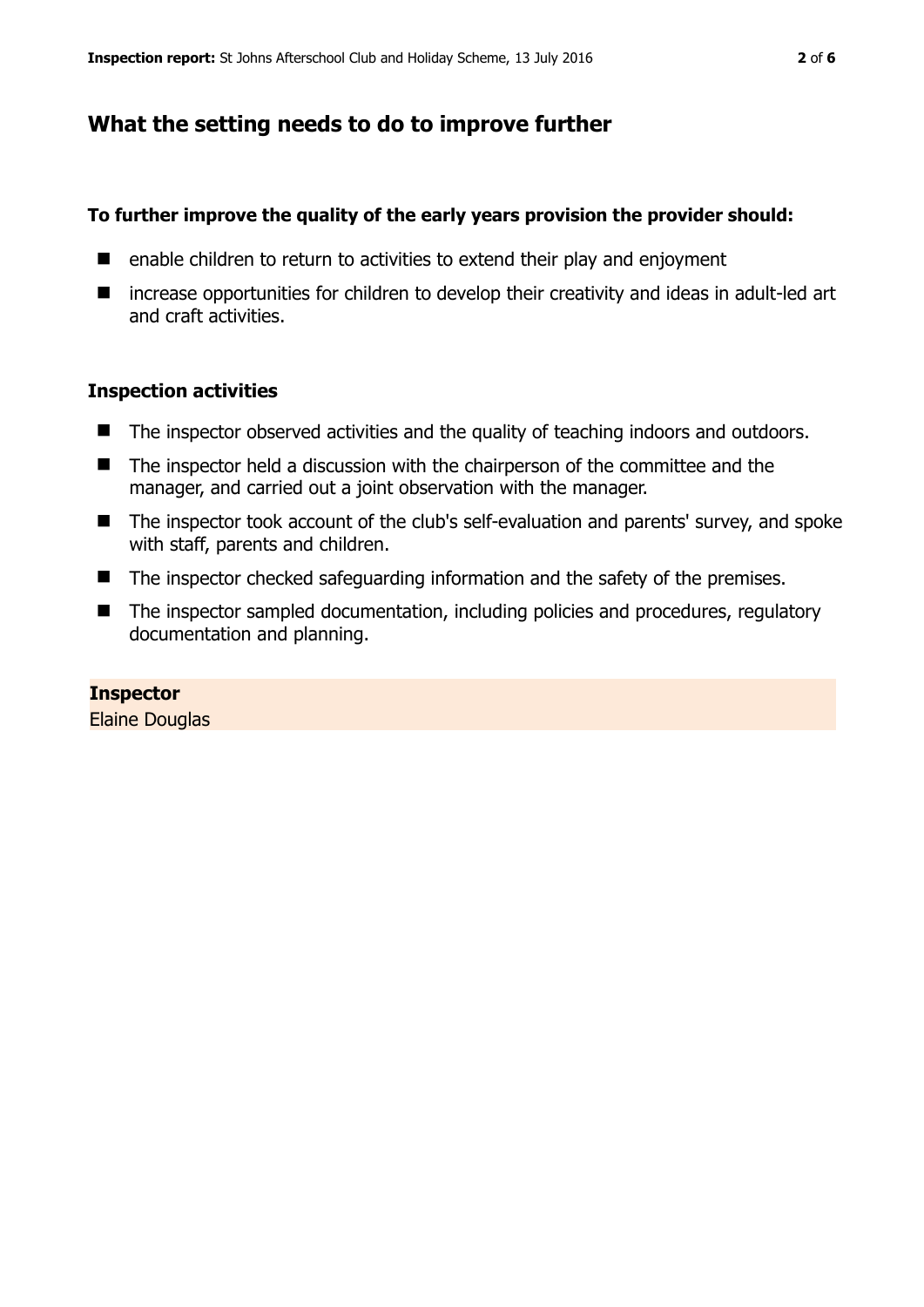## What the setting needs to do to improve further

**To further improve the quality of the early years provision the provider should:**

- enable children to return to activities to extend their play and enjoyment
- increase opportunities for children to develop their creativity and ideas in adult-led art and craft activities.

### Inspection activities

- The inspector observed activities and the quality of teaching indoors and outdoors.
- The inspector held a discussion with the chairperson of the committee and the manager, and carried out a joint observation with the manager.
- The inspector took account of the club's self-evaluation and parents' survey, and spoke with staff, parents and children.
- The inspector checked safeguarding information and the safety of the premises.
- The inspector sampled documentation, including policies and procedures, regulatory documentation and planning.

**Inspector**
Elaine Douglas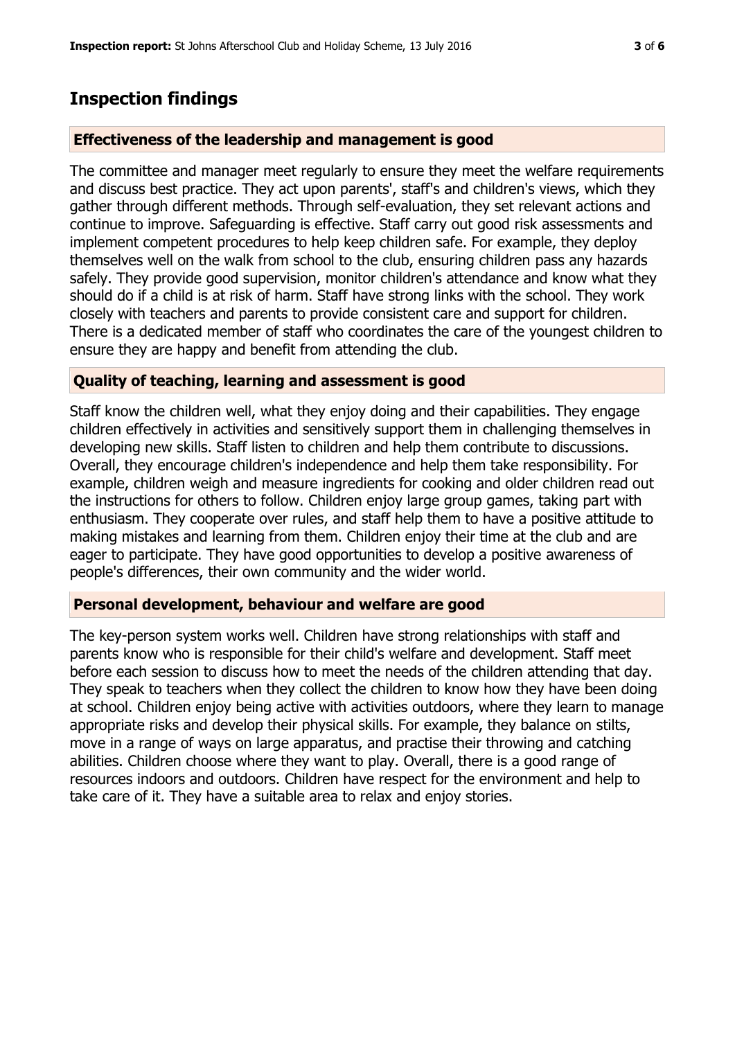## Inspection findings

### Effectiveness of the leadership and management is good

The committee and manager meet regularly to ensure they meet the welfare requirements and discuss best practice. They act upon parents', staff's and children's views, which they gather through different methods. Through self-evaluation, they set relevant actions and continue to improve. Safeguarding is effective. Staff carry out good risk assessments and implement competent procedures to help keep children safe. For example, they deploy themselves well on the walk from school to the club, ensuring children pass any hazards safely. They provide good supervision, monitor children's attendance and know what they should do if a child is at risk of harm. Staff have strong links with the school. They work closely with teachers and parents to provide consistent care and support for children. There is a dedicated member of staff who coordinates the care of the youngest children to ensure they are happy and benefit from attending the club.

### Quality of teaching, learning and assessment is good

Staff know the children well, what they enjoy doing and their capabilities. They engage children effectively in activities and sensitively support them in challenging themselves in developing new skills. Staff listen to children and help them contribute to discussions. Overall, they encourage children's independence and help them take responsibility. For example, children weigh and measure ingredients for cooking and older children read out the instructions for others to follow. Children enjoy large group games, taking part with enthusiasm. They cooperate over rules, and staff help them to have a positive attitude to making mistakes and learning from them. Children enjoy their time at the club and are eager to participate. They have good opportunities to develop a positive awareness of people's differences, their own community and the wider world.

### Personal development, behaviour and welfare are good

The key-person system works well. Children have strong relationships with staff and parents know who is responsible for their child's welfare and development. Staff meet before each session to discuss how to meet the needs of the children attending that day. They speak to teachers when they collect the children to know how they have been doing at school. Children enjoy being active with activities outdoors, where they learn to manage appropriate risks and develop their physical skills. For example, they balance on stilts, move in a range of ways on large apparatus, and practise their throwing and catching abilities. Children choose where they want to play. Overall, there is a good range of resources indoors and outdoors. Children have respect for the environment and help to take care of it. They have a suitable area to relax and enjoy stories.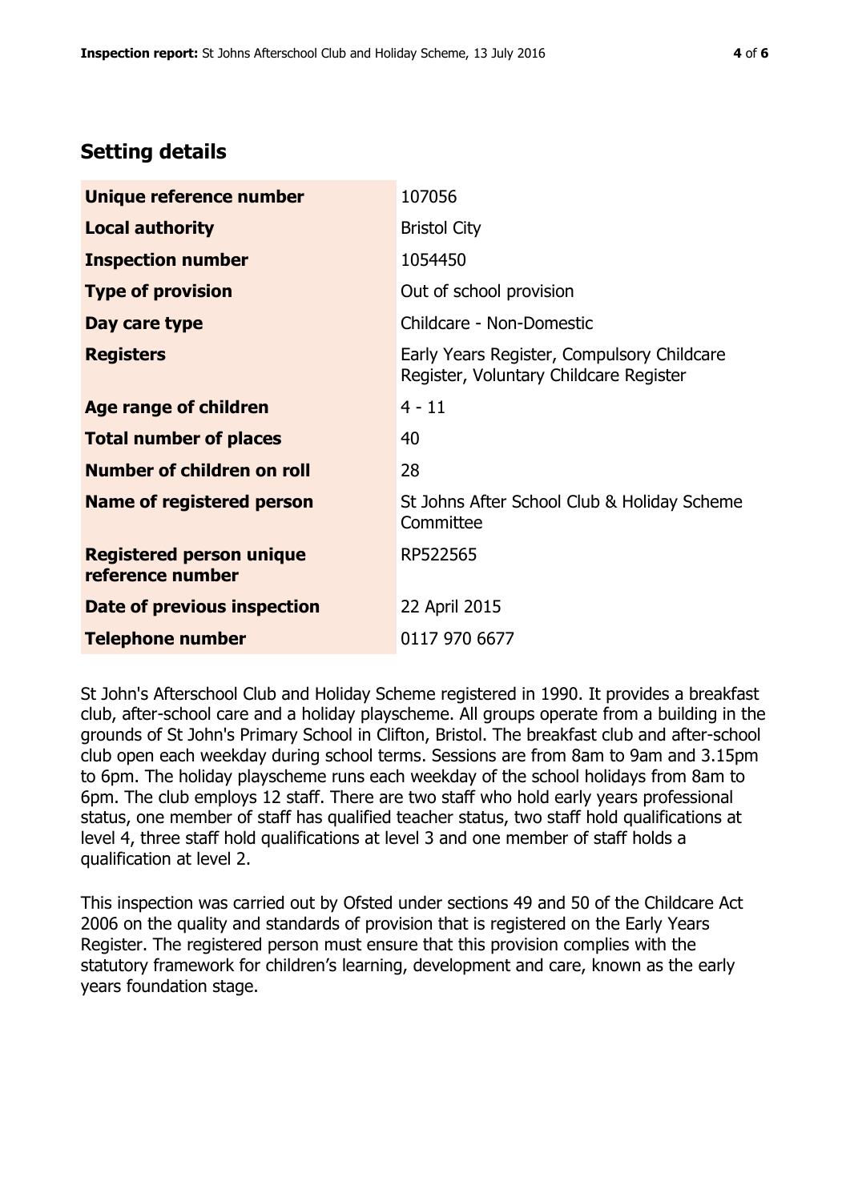## Setting details

| | |
|---|---|
| **Unique reference number** | 107056 |
| **Local authority** | Bristol City |
| **Inspection number** | 1054450 |
| **Type of provision** | Out of school provision |
| **Day care type** | Childcare - Non-Domestic |
| **Registers** | Early Years Register, Compulsory Childcare Register, Voluntary Childcare Register |
| **Age range of children** | 4 - 11 |
| **Total number of places** | 40 |
| **Number of children on roll** | 28 |
| **Name of registered person** | St Johns After School Club & Holiday Scheme Committee |
| **Registered person unique reference number** | RP522565 |
| **Date of previous inspection** | 22 April 2015 |
| **Telephone number** | 0117 970 6677 |

St John's Afterschool Club and Holiday Scheme registered in 1990. It provides a breakfast club, after-school care and a holiday playscheme. All groups operate from a building in the grounds of St John's Primary School in Clifton, Bristol. The breakfast club and after-school club open each weekday during school terms. Sessions are from 8am to 9am and 3.15pm to 6pm. The holiday playscheme runs each weekday of the school holidays from 8am to 6pm. The club employs 12 staff. There are two staff who hold early years professional status, one member of staff has qualified teacher status, two staff hold qualifications at level 4, three staff hold qualifications at level 3 and one member of staff holds a qualification at level 2.

This inspection was carried out by Ofsted under sections 49 and 50 of the Childcare Act 2006 on the quality and standards of provision that is registered on the Early Years Register. The registered person must ensure that this provision complies with the statutory framework for children's learning, development and care, known as the early years foundation stage.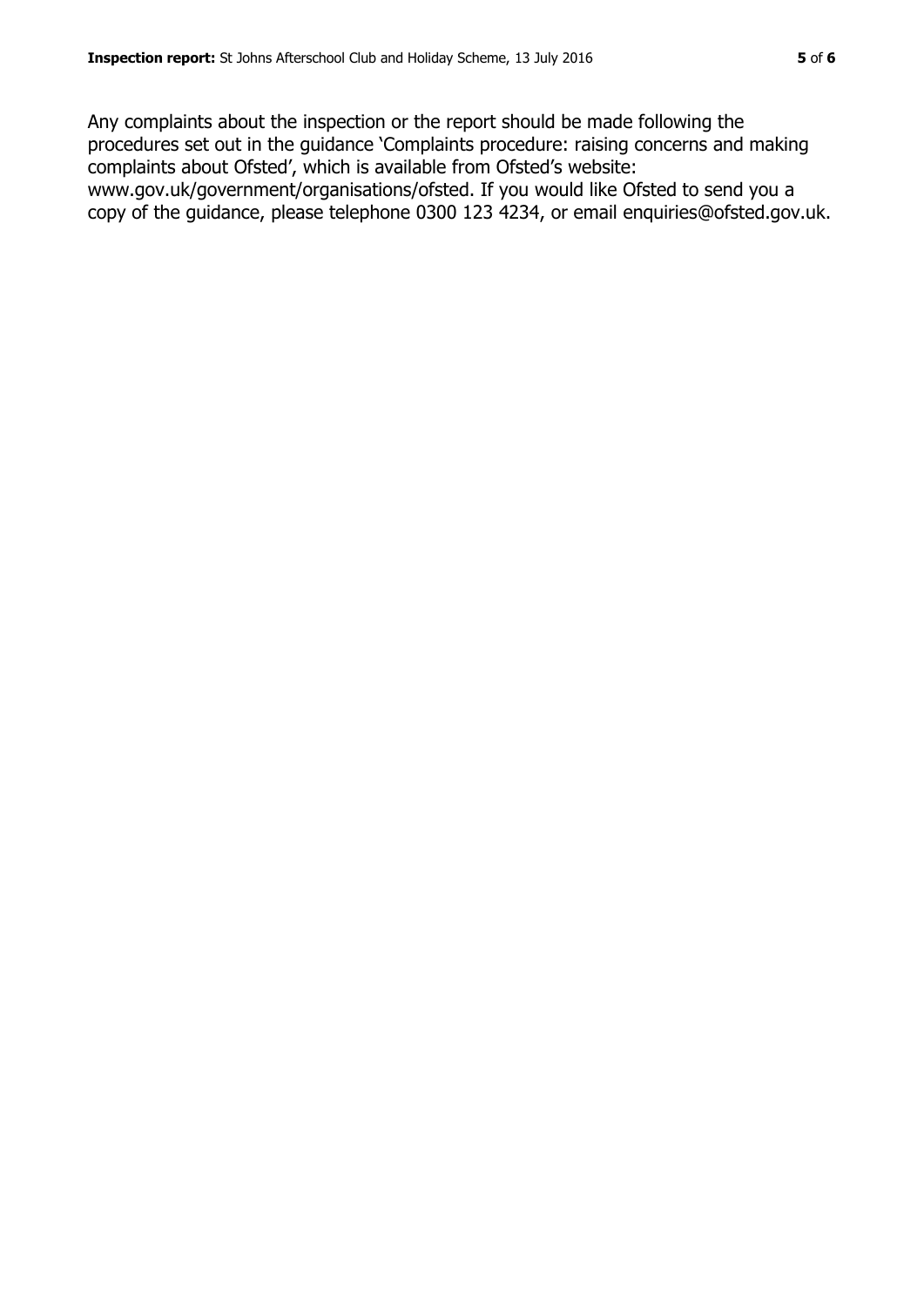Any complaints about the inspection or the report should be made following the procedures set out in the guidance 'Complaints procedure: raising concerns and making complaints about Ofsted', which is available from Ofsted's website: www.gov.uk/government/organisations/ofsted. If you would like Ofsted to send you a copy of the guidance, please telephone 0300 123 4234, or email enquiries@ofsted.gov.uk.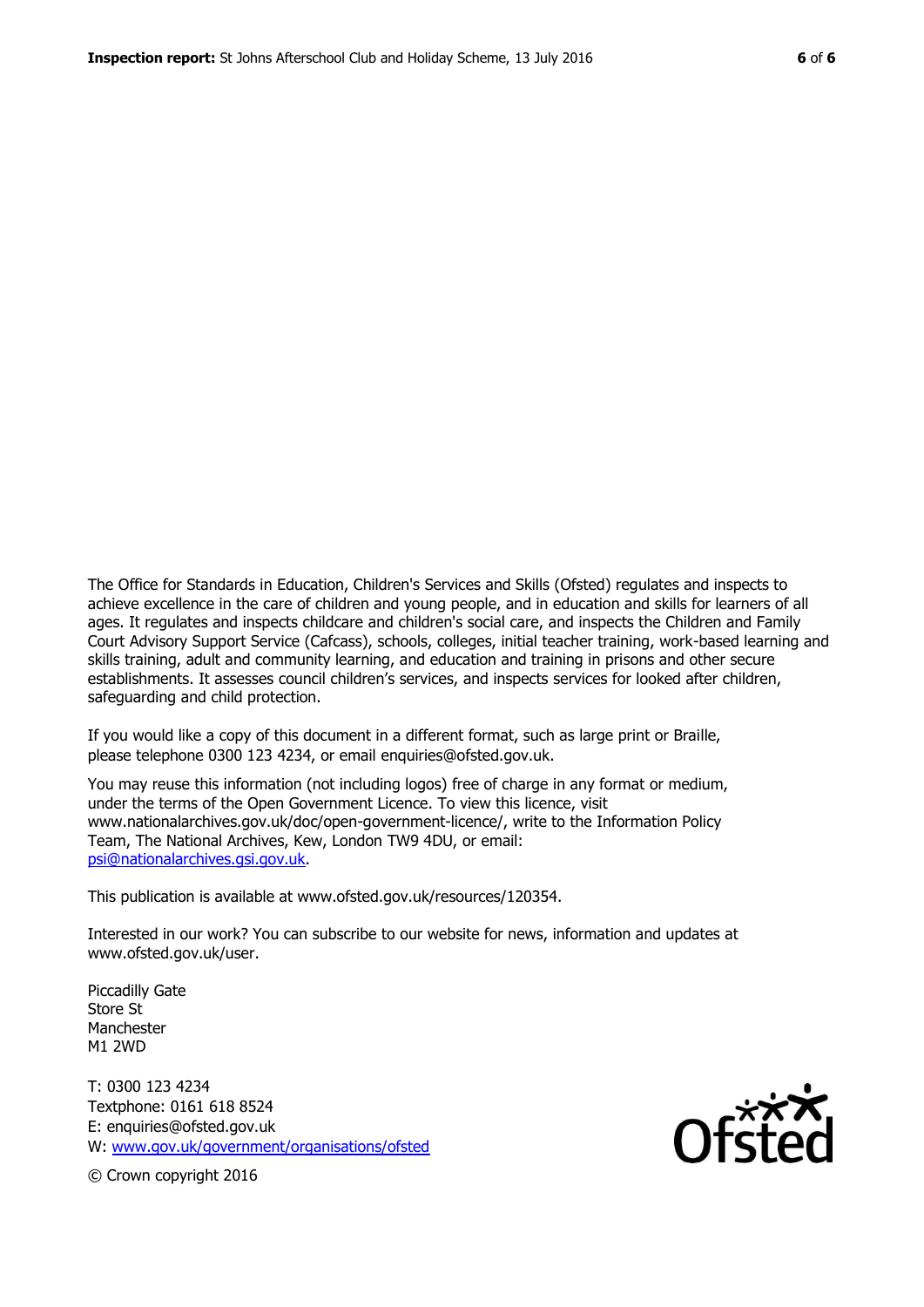The Office for Standards in Education, Children's Services and Skills (Ofsted) regulates and inspects to achieve excellence in the care of children and young people, and in education and skills for learners of all ages. It regulates and inspects childcare and children's social care, and inspects the Children and Family Court Advisory Support Service (Cafcass), schools, colleges, initial teacher training, work-based learning and skills training, adult and community learning, and education and training in prisons and other secure establishments. It assesses council children's services, and inspects services for looked after children, safeguarding and child protection.

If you would like a copy of this document in a different format, such as large print or Braille, please telephone 0300 123 4234, or email enquiries@ofsted.gov.uk.

You may reuse this information (not including logos) free of charge in any format or medium, under the terms of the Open Government Licence. To view this licence, visit www.nationalarchives.gov.uk/doc/open-government-licence/, write to the Information Policy Team, The National Archives, Kew, London TW9 4DU, or email: psi@nationalarchives.gsi.gov.uk.

This publication is available at www.ofsted.gov.uk/resources/120354.

Interested in our work? You can subscribe to our website for news, information and updates at www.ofsted.gov.uk/user.

Piccadilly Gate
Store St
Manchester
M1 2WD

T: 0300 123 4234
Textphone: 0161 618 8524
E: enquiries@ofsted.gov.uk
W: www.gov.uk/government/organisations/ofsted

© Crown copyright 2016